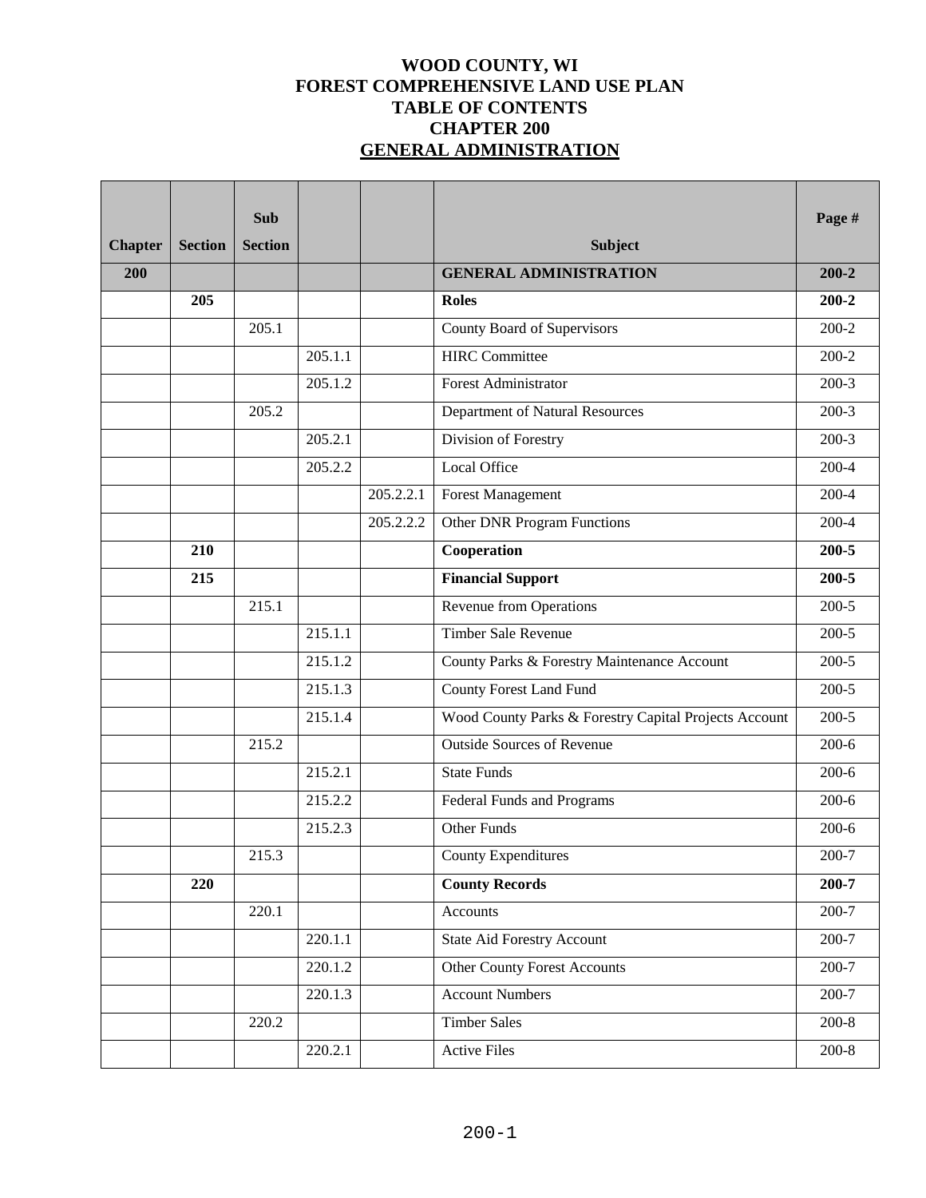# WOOD COUNTY, WI
# FOREST COMPREHENSIVE LAND USE PLAN
# TABLE OF CONTENTS
# CHAPTER 200
# GENERAL ADMINISTRATION

| Chapter | Section | Sub Section | | | Subject | Page # |
|---|---|---|---|---|---|---|
| **200** | | | | | **GENERAL ADMINISTRATION** | **200-2** |
| | **205** | | | | **Roles** | **200-2** |
| | | 205.1 | | | County Board of Supervisors | 200-2 |
| | | | 205.1.1 | | HIRC Committee | 200-2 |
| | | | 205.1.2 | | Forest Administrator | 200-3 |
| | | 205.2 | | | Department of Natural Resources | 200-3 |
| | | | 205.2.1 | | Division of Forestry | 200-3 |
| | | | 205.2.2 | | Local Office | 200-4 |
| | | | | 205.2.2.1 | Forest Management | 200-4 |
| | | | | 205.2.2.2 | Other DNR Program Functions | 200-4 |
| | **210** | | | | **Cooperation** | **200-5** |
| | **215** | | | | **Financial Support** | **200-5** |
| | | 215.1 | | | Revenue from Operations | 200-5 |
| | | | 215.1.1 | | Timber Sale Revenue | 200-5 |
| | | | 215.1.2 | | County Parks & Forestry Maintenance Account | 200-5 |
| | | | 215.1.3 | | County Forest Land Fund | 200-5 |
| | | | 215.1.4 | | Wood County Parks & Forestry Capital Projects Account | 200-5 |
| | | 215.2 | | | Outside Sources of Revenue | 200-6 |
| | | | 215.2.1 | | State Funds | 200-6 |
| | | | 215.2.2 | | Federal Funds and Programs | 200-6 |
| | | | 215.2.3 | | Other Funds | 200-6 |
| | | 215.3 | | | County Expenditures | 200-7 |
| | **220** | | | | **County Records** | **200-7** |
| | | 220.1 | | | Accounts | 200-7 |
| | | | 220.1.1 | | State Aid Forestry Account | 200-7 |
| | | | 220.1.2 | | Other County Forest Accounts | 200-7 |
| | | | 220.1.3 | | Account Numbers | 200-7 |
| | | 220.2 | | | Timber Sales | 200-8 |
| | | | 220.2.1 | | Active Files | 200-8 |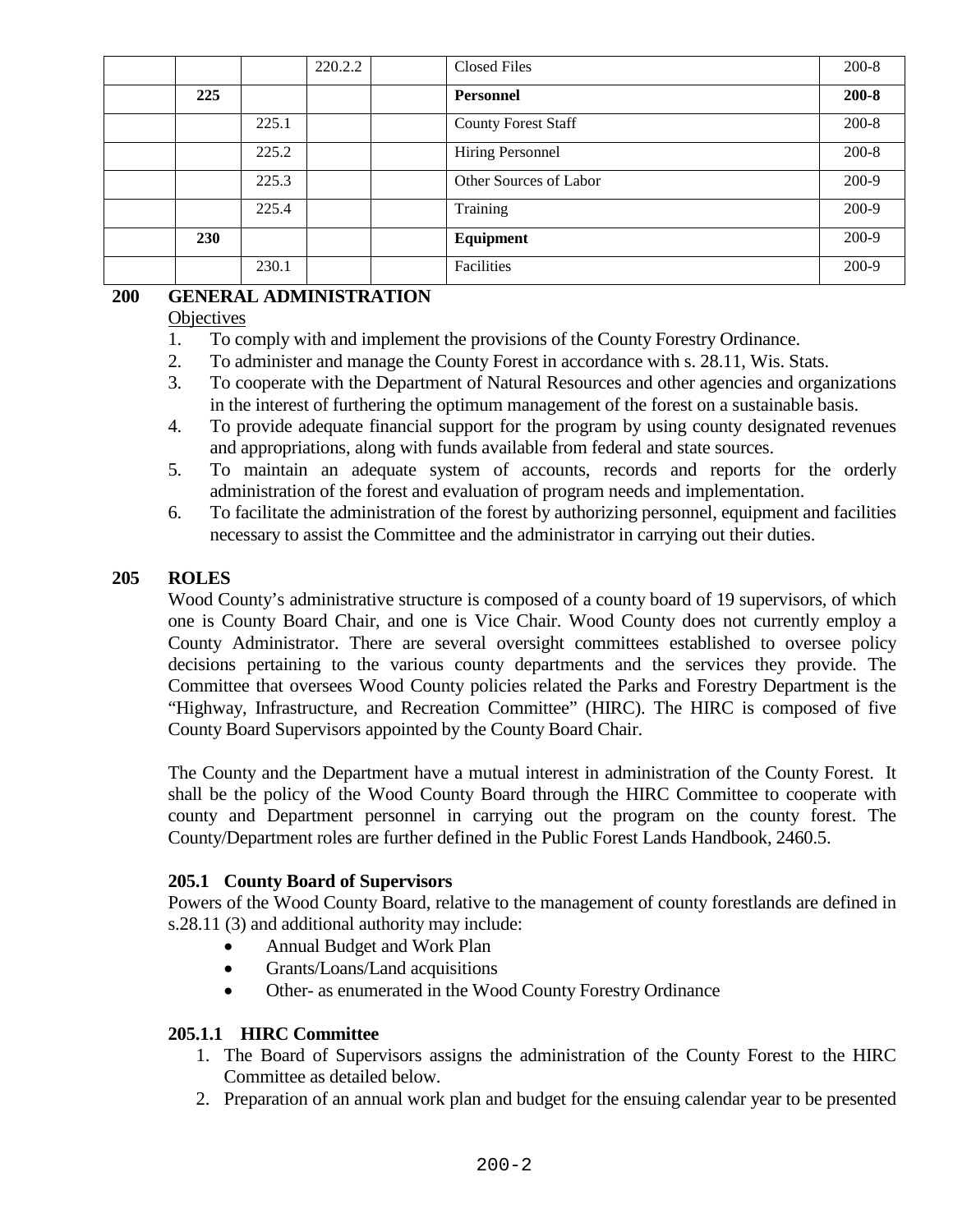| | | | | | | |
|---|---|---|---|---|---|---|
| | | | 220.2.2 | | Closed Files | 200-8 |
| | **225** | | | | **Personnel** | **200-8** |
| | | 225.1 | | | County Forest Staff | 200-8 |
| | | 225.2 | | | Hiring Personnel | 200-8 |
| | | 225.3 | | | Other Sources of Labor | 200-9 |
| | | 225.4 | | | Training | 200-9 |
| | **230** | | | | **Equipment** | 200-9 |
| | | 230.1 | | | Facilities | 200-9 |

## 200 GENERAL ADMINISTRATION

Objectives

1. To comply with and implement the provisions of the County Forestry Ordinance.
2. To administer and manage the County Forest in accordance with s. 28.11, Wis. Stats.
3. To cooperate with the Department of Natural Resources and other agencies and organizations in the interest of furthering the optimum management of the forest on a sustainable basis.
4. To provide adequate financial support for the program by using county designated revenues and appropriations, along with funds available from federal and state sources.
5. To maintain an adequate system of accounts, records and reports for the orderly administration of the forest and evaluation of program needs and implementation.
6. To facilitate the administration of the forest by authorizing personnel, equipment and facilities necessary to assist the Committee and the administrator in carrying out their duties.

## 205 ROLES

Wood County's administrative structure is composed of a county board of 19 supervisors, of which one is County Board Chair, and one is Vice Chair. Wood County does not currently employ a County Administrator. There are several oversight committees established to oversee policy decisions pertaining to the various county departments and the services they provide. The Committee that oversees Wood County policies related the Parks and Forestry Department is the "Highway, Infrastructure, and Recreation Committee" (HIRC). The HIRC is composed of five County Board Supervisors appointed by the County Board Chair.

The County and the Department have a mutual interest in administration of the County Forest. It shall be the policy of the Wood County Board through the HIRC Committee to cooperate with county and Department personnel in carrying out the program on the county forest. The County/Department roles are further defined in the Public Forest Lands Handbook, 2460.5.

### 205.1 County Board of Supervisors

Powers of the Wood County Board, relative to the management of county forestlands are defined in s.28.11 (3) and additional authority may include:

- Annual Budget and Work Plan
- Grants/Loans/Land acquisitions
- Other- as enumerated in the Wood County Forestry Ordinance

#### 205.1.1 HIRC Committee

1. The Board of Supervisors assigns the administration of the County Forest to the HIRC Committee as detailed below.
2. Preparation of an annual work plan and budget for the ensuing calendar year to be presented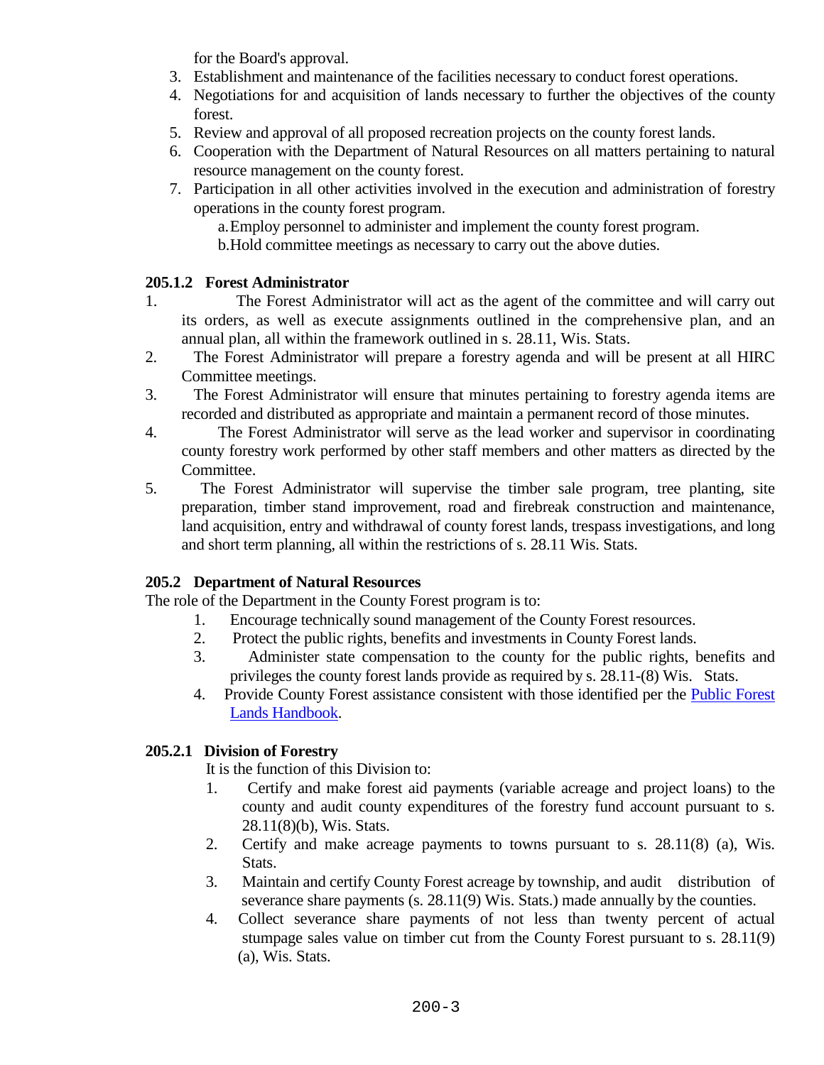for the Board's approval.

3. Establishment and maintenance of the facilities necessary to conduct forest operations.
4. Negotiations for and acquisition of lands necessary to further the objectives of the county forest.
5. Review and approval of all proposed recreation projects on the county forest lands.
6. Cooperation with the Department of Natural Resources on all matters pertaining to natural resource management on the county forest.
7. Participation in all other activities involved in the execution and administration of forestry operations in the county forest program.
   - a. Employ personnel to administer and implement the county forest program.
   - b. Hold committee meetings as necessary to carry out the above duties.

### 205.1.2 Forest Administrator

1. The Forest Administrator will act as the agent of the committee and will carry out its orders, as well as execute assignments outlined in the comprehensive plan, and an annual plan, all within the framework outlined in s. 28.11, Wis. Stats.
2. The Forest Administrator will prepare a forestry agenda and will be present at all HIRC Committee meetings.
3. The Forest Administrator will ensure that minutes pertaining to forestry agenda items are recorded and distributed as appropriate and maintain a permanent record of those minutes.
4. The Forest Administrator will serve as the lead worker and supervisor in coordinating county forestry work performed by other staff members and other matters as directed by the Committee.
5. The Forest Administrator will supervise the timber sale program, tree planting, site preparation, timber stand improvement, road and firebreak construction and maintenance, land acquisition, entry and withdrawal of county forest lands, trespass investigations, and long and short term planning, all within the restrictions of s. 28.11 Wis. Stats.

### 205.2 Department of Natural Resources

The role of the Department in the County Forest program is to:

1. Encourage technically sound management of the County Forest resources.
2. Protect the public rights, benefits and investments in County Forest lands.
3. Administer state compensation to the county for the public rights, benefits and privileges the county forest lands provide as required by s. 28.11-(8) Wis. Stats.
4. Provide County Forest assistance consistent with those identified per the Public Forest Lands Handbook.

### 205.2.1 Division of Forestry

It is the function of this Division to:

1. Certify and make forest aid payments (variable acreage and project loans) to the county and audit county expenditures of the forestry fund account pursuant to s. 28.11(8)(b), Wis. Stats.
2. Certify and make acreage payments to towns pursuant to s. 28.11(8) (a), Wis. Stats.
3. Maintain and certify County Forest acreage by township, and audit distribution of severance share payments (s. 28.11(9) Wis. Stats.) made annually by the counties.
4. Collect severance share payments of not less than twenty percent of actual stumpage sales value on timber cut from the County Forest pursuant to s. 28.11(9) (a), Wis. Stats.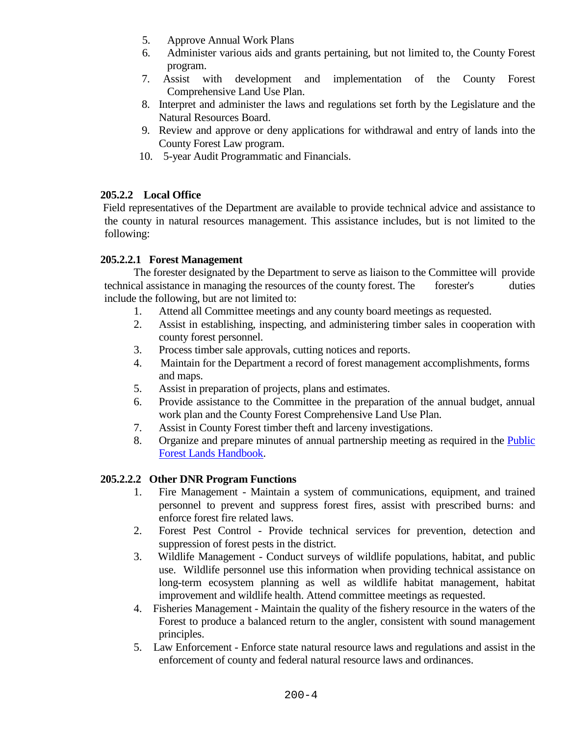5. Approve Annual Work Plans
6. Administer various aids and grants pertaining, but not limited to, the County Forest program.
7. Assist with development and implementation of the County Forest Comprehensive Land Use Plan.
8. Interpret and administer the laws and regulations set forth by the Legislature and the Natural Resources Board.
9. Review and approve or deny applications for withdrawal and entry of lands into the County Forest Law program.
10. 5-year Audit Programmatic and Financials.

**205.2.2 Local Office**

Field representatives of the Department are available to provide technical advice and assistance to the county in natural resources management. This assistance includes, but is not limited to the following:

**205.2.2.1 Forest Management**

The forester designated by the Department to serve as liaison to the Committee will provide technical assistance in managing the resources of the county forest. The forester's duties include the following, but are not limited to:

1. Attend all Committee meetings and any county board meetings as requested.
2. Assist in establishing, inspecting, and administering timber sales in cooperation with county forest personnel.
3. Process timber sale approvals, cutting notices and reports.
4. Maintain for the Department a record of forest management accomplishments, forms and maps.
5. Assist in preparation of projects, plans and estimates.
6. Provide assistance to the Committee in the preparation of the annual budget, annual work plan and the County Forest Comprehensive Land Use Plan.
7. Assist in County Forest timber theft and larceny investigations.
8. Organize and prepare minutes of annual partnership meeting as required in the Public Forest Lands Handbook.

**205.2.2.2 Other DNR Program Functions**

1. Fire Management - Maintain a system of communications, equipment, and trained personnel to prevent and suppress forest fires, assist with prescribed burns: and enforce forest fire related laws.
2. Forest Pest Control - Provide technical services for prevention, detection and suppression of forest pests in the district.
3. Wildlife Management - Conduct surveys of wildlife populations, habitat, and public use. Wildlife personnel use this information when providing technical assistance on long-term ecosystem planning as well as wildlife habitat management, habitat improvement and wildlife health. Attend committee meetings as requested.
4. Fisheries Management - Maintain the quality of the fishery resource in the waters of the Forest to produce a balanced return to the angler, consistent with sound management principles.
5. Law Enforcement - Enforce state natural resource laws and regulations and assist in the enforcement of county and federal natural resource laws and ordinances.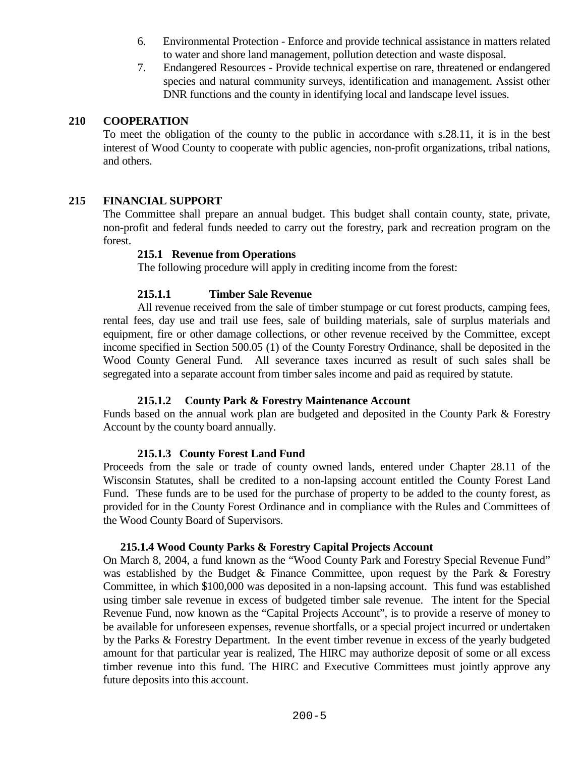6. Environmental Protection - Enforce and provide technical assistance in matters related to water and shore land management, pollution detection and waste disposal.
7. Endangered Resources - Provide technical expertise on rare, threatened or endangered species and natural community surveys, identification and management. Assist other DNR functions and the county in identifying local and landscape level issues.

## 210 COOPERATION

To meet the obligation of the county to the public in accordance with s.28.11, it is in the best interest of Wood County to cooperate with public agencies, non-profit organizations, tribal nations, and others.

## 215 FINANCIAL SUPPORT

The Committee shall prepare an annual budget. This budget shall contain county, state, private, non-profit and federal funds needed to carry out the forestry, park and recreation program on the forest.

### 215.1 Revenue from Operations

The following procedure will apply in crediting income from the forest:

#### 215.1.1 Timber Sale Revenue

All revenue received from the sale of timber stumpage or cut forest products, camping fees, rental fees, day use and trail use fees, sale of building materials, sale of surplus materials and equipment, fire or other damage collections, or other revenue received by the Committee, except income specified in Section 500.05 (1) of the County Forestry Ordinance, shall be deposited in the Wood County General Fund. All severance taxes incurred as result of such sales shall be segregated into a separate account from timber sales income and paid as required by statute.

#### 215.1.2 County Park & Forestry Maintenance Account

Funds based on the annual work plan are budgeted and deposited in the County Park & Forestry Account by the county board annually.

#### 215.1.3 County Forest Land Fund

Proceeds from the sale or trade of county owned lands, entered under Chapter 28.11 of the Wisconsin Statutes, shall be credited to a non-lapsing account entitled the County Forest Land Fund. These funds are to be used for the purchase of property to be added to the county forest, as provided for in the County Forest Ordinance and in compliance with the Rules and Committees of the Wood County Board of Supervisors.

#### 215.1.4 Wood County Parks & Forestry Capital Projects Account

On March 8, 2004, a fund known as the "Wood County Park and Forestry Special Revenue Fund" was established by the Budget & Finance Committee, upon request by the Park & Forestry Committee, in which $100,000 was deposited in a non-lapsing account. This fund was established using timber sale revenue in excess of budgeted timber sale revenue. The intent for the Special Revenue Fund, now known as the "Capital Projects Account", is to provide a reserve of money to be available for unforeseen expenses, revenue shortfalls, or a special project incurred or undertaken by the Parks & Forestry Department. In the event timber revenue in excess of the yearly budgeted amount for that particular year is realized, The HIRC may authorize deposit of some or all excess timber revenue into this fund. The HIRC and Executive Committees must jointly approve any future deposits into this account.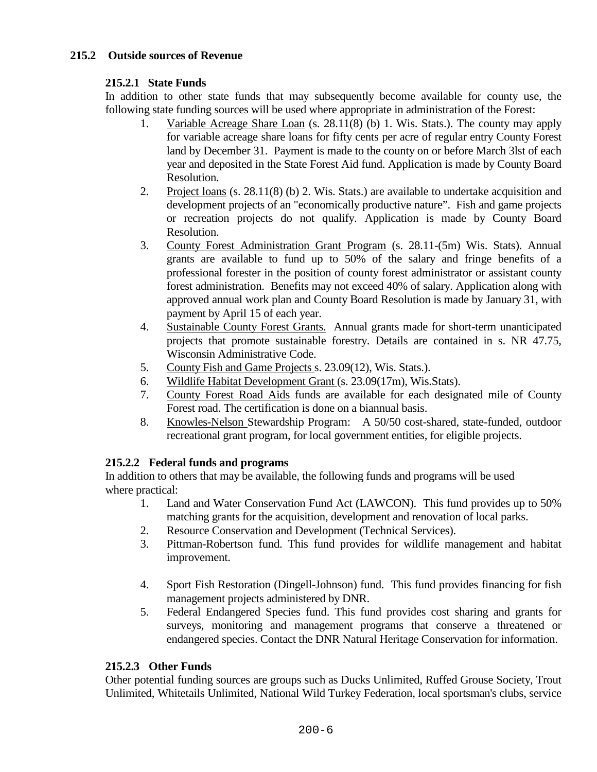## 215.2 Outside sources of Revenue

### 215.2.1 State Funds

In addition to other state funds that may subsequently become available for county use, the following state funding sources will be used where appropriate in administration of the Forest:

1. Variable Acreage Share Loan (s. 28.11(8) (b) 1. Wis. Stats.). The county may apply for variable acreage share loans for fifty cents per acre of regular entry County Forest land by December 31. Payment is made to the county on or before March 3lst of each year and deposited in the State Forest Aid fund. Application is made by County Board Resolution.
2. Project loans (s. 28.11(8) (b) 2. Wis. Stats.) are available to undertake acquisition and development projects of an "economically productive nature". Fish and game projects or recreation projects do not qualify. Application is made by County Board Resolution.
3. County Forest Administration Grant Program (s. 28.11-(5m) Wis. Stats). Annual grants are available to fund up to 50% of the salary and fringe benefits of a professional forester in the position of county forest administrator or assistant county forest administration. Benefits may not exceed 40% of salary. Application along with approved annual work plan and County Board Resolution is made by January 31, with payment by April 15 of each year.
4. Sustainable County Forest Grants. Annual grants made for short-term unanticipated projects that promote sustainable forestry. Details are contained in s. NR 47.75, Wisconsin Administrative Code.
5. County Fish and Game Projects s. 23.09(12), Wis. Stats.).
6. Wildlife Habitat Development Grant (s. 23.09(17m), Wis.Stats).
7. County Forest Road Aids funds are available for each designated mile of County Forest road. The certification is done on a biannual basis.
8. Knowles-Nelson Stewardship Program: A 50/50 cost-shared, state-funded, outdoor recreational grant program, for local government entities, for eligible projects.

### 215.2.2 Federal funds and programs

In addition to others that may be available, the following funds and programs will be used where practical:

1. Land and Water Conservation Fund Act (LAWCON). This fund provides up to 50% matching grants for the acquisition, development and renovation of local parks.
2. Resource Conservation and Development (Technical Services).
3. Pittman-Robertson fund. This fund provides for wildlife management and habitat improvement.
4. Sport Fish Restoration (Dingell-Johnson) fund. This fund provides financing for fish management projects administered by DNR.
5. Federal Endangered Species fund. This fund provides cost sharing and grants for surveys, monitoring and management programs that conserve a threatened or endangered species. Contact the DNR Natural Heritage Conservation for information.

### 215.2.3 Other Funds

Other potential funding sources are groups such as Ducks Unlimited, Ruffed Grouse Society, Trout Unlimited, Whitetails Unlimited, National Wild Turkey Federation, local sportsman's clubs, service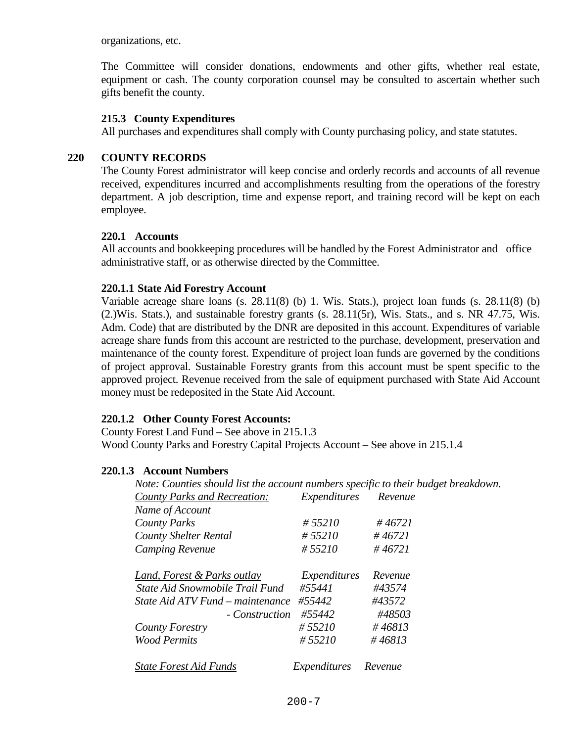organizations, etc.

The Committee will consider donations, endowments and other gifts, whether real estate, equipment or cash. The county corporation counsel may be consulted to ascertain whether such gifts benefit the county.

### 215.3 County Expenditures

All purchases and expenditures shall comply with County purchasing policy, and state statutes.

## 220 COUNTY RECORDS

The County Forest administrator will keep concise and orderly records and accounts of all revenue received, expenditures incurred and accomplishments resulting from the operations of the forestry department. A job description, time and expense report, and training record will be kept on each employee.

### 220.1 Accounts

All accounts and bookkeeping procedures will be handled by the Forest Administrator and office administrative staff, or as otherwise directed by the Committee.

#### 220.1.1 State Aid Forestry Account

Variable acreage share loans (s. 28.11(8) (b) 1. Wis. Stats.), project loan funds (s. 28.11(8) (b) (2.)Wis. Stats.), and sustainable forestry grants (s. 28.11(5r), Wis. Stats., and s. NR 47.75, Wis. Adm. Code) that are distributed by the DNR are deposited in this account. Expenditures of variable acreage share funds from this account are restricted to the purchase, development, preservation and maintenance of the county forest. Expenditure of project loan funds are governed by the conditions of project approval. Sustainable Forestry grants from this account must be spent specific to the approved project. Revenue received from the sale of equipment purchased with State Aid Account money must be redeposited in the State Aid Account.

#### 220.1.2 Other County Forest Accounts:

County Forest Land Fund – See above in 215.1.3
Wood County Parks and Forestry Capital Projects Account – See above in 215.1.4

#### 220.1.3 Account Numbers

*Note: Counties should list the account numbers specific to their budget breakdown.*

| *County Parks and Recreation:* | *Expenditures* | *Revenue* |
|---|---|---|
| *Name of Account* | | |
| *County Parks* | *# 55210* | *# 46721* |
| *County Shelter Rental* | *# 55210* | *# 46721* |
| *Camping Revenue* | *# 55210* | *# 46721* |
| | | |
| *Land, Forest & Parks outlay* | *Expenditures* | *Revenue* |
| *State Aid Snowmobile Trail Fund* | *#55441* | *#43574* |
| *State Aid ATV Fund – maintenance* | *#55442* | *#43572* |
| *- Construction* | *#55442* | *#48503* |
| *County Forestry* | *# 55210* | *# 46813* |
| *Wood Permits* | *# 55210* | *# 46813* |
| | | |
| *State Forest Aid Funds* | *Expenditures* | *Revenue* |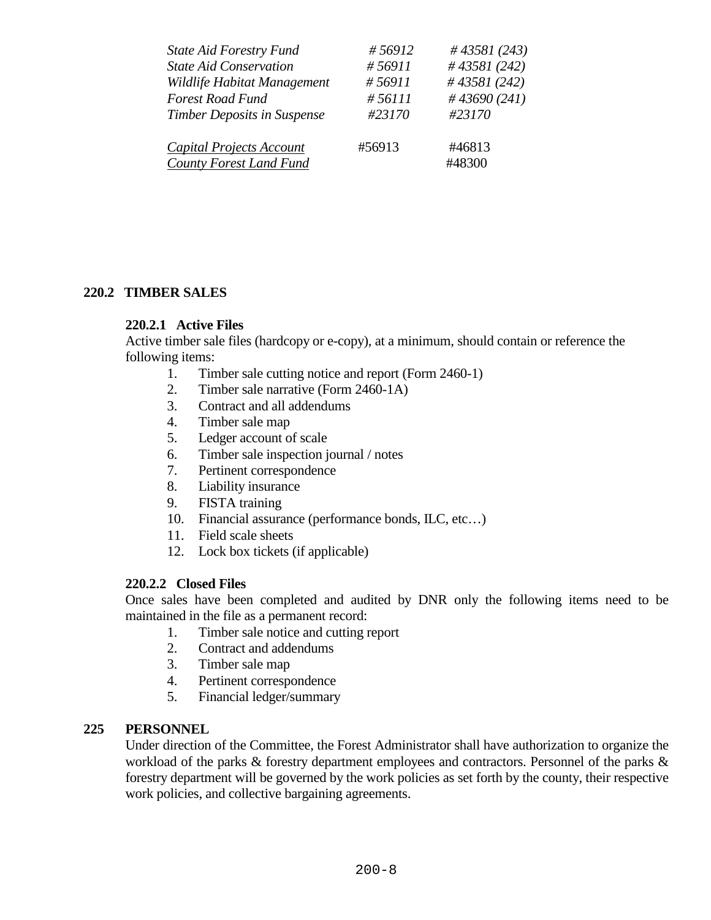| | | |
|---|---|---|
| *State Aid Forestry Fund* | *# 56912* | *# 43581 (243)* |
| *State Aid Conservation* | *# 56911* | *# 43581 (242)* |
| *Wildlife Habitat Management* | *# 56911* | *# 43581 (242)* |
| *Forest Road Fund* | *# 56111* | *# 43690 (241)* |
| *Timber Deposits in Suspense* | *#23170* | *#23170* |
| | | |
| *Capital Projects Account* | #56913 | #46813 |
| *County Forest Land Fund* | | #48300 |

## 220.2 TIMBER SALES

### 220.2.1 Active Files

Active timber sale files (hardcopy or e-copy), at a minimum, should contain or reference the following items:

1. Timber sale cutting notice and report (Form 2460-1)
2. Timber sale narrative (Form 2460-1A)
3. Contract and all addendums
4. Timber sale map
5. Ledger account of scale
6. Timber sale inspection journal / notes
7. Pertinent correspondence
8. Liability insurance
9. FISTA training
10. Financial assurance (performance bonds, ILC, etc…)
11. Field scale sheets
12. Lock box tickets (if applicable)

### 220.2.2 Closed Files

Once sales have been completed and audited by DNR only the following items need to be maintained in the file as a permanent record:

1. Timber sale notice and cutting report
2. Contract and addendums
3. Timber sale map
4. Pertinent correspondence
5. Financial ledger/summary

## 225 PERSONNEL

Under direction of the Committee, the Forest Administrator shall have authorization to organize the workload of the parks & forestry department employees and contractors. Personnel of the parks & forestry department will be governed by the work policies as set forth by the county, their respective work policies, and collective bargaining agreements.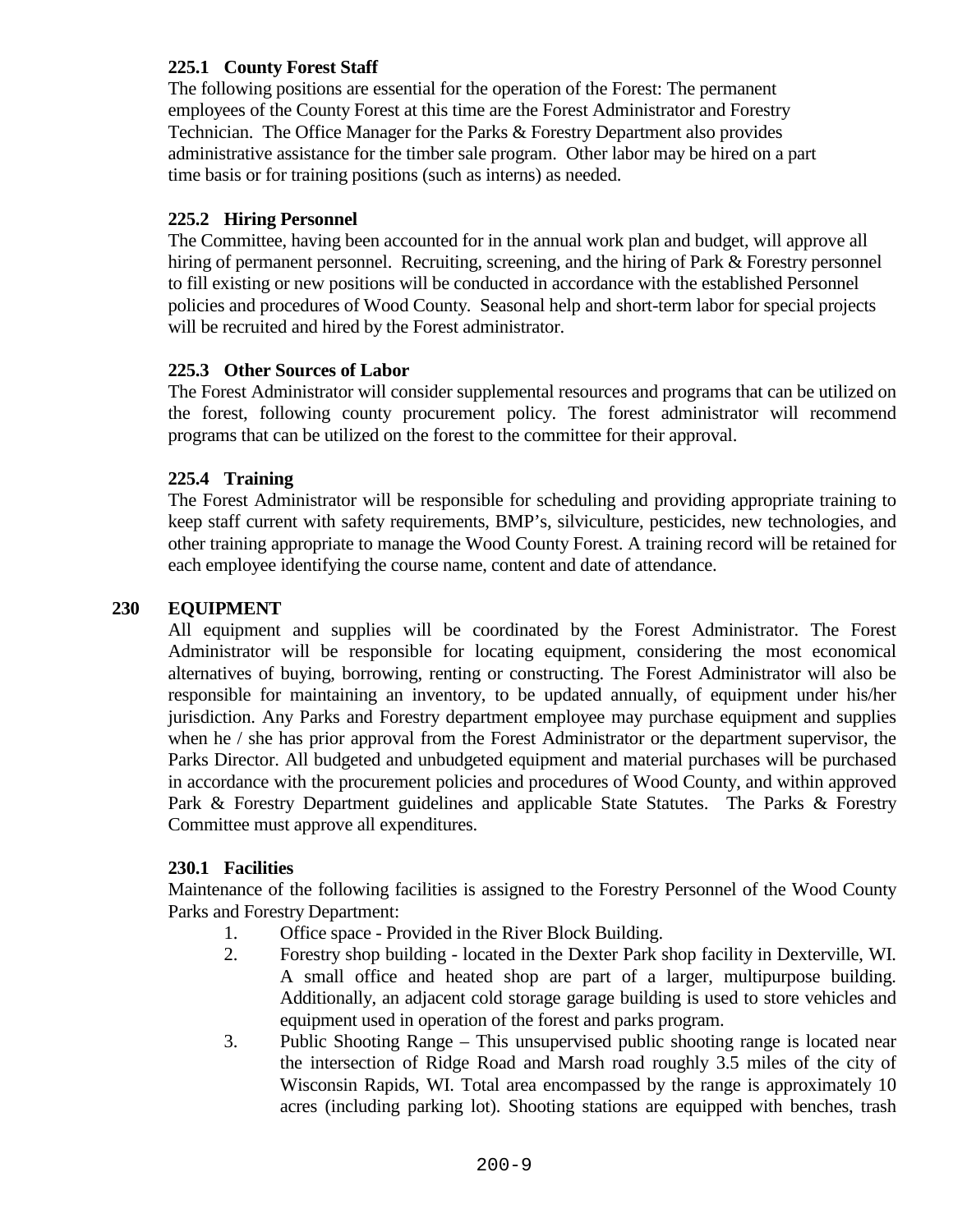### 225.1 County Forest Staff

The following positions are essential for the operation of the Forest: The permanent employees of the County Forest at this time are the Forest Administrator and Forestry Technician. The Office Manager for the Parks & Forestry Department also provides administrative assistance for the timber sale program. Other labor may be hired on a part time basis or for training positions (such as interns) as needed.

### 225.2 Hiring Personnel

The Committee, having been accounted for in the annual work plan and budget, will approve all hiring of permanent personnel. Recruiting, screening, and the hiring of Park & Forestry personnel to fill existing or new positions will be conducted in accordance with the established Personnel policies and procedures of Wood County. Seasonal help and short-term labor for special projects will be recruited and hired by the Forest administrator.

### 225.3 Other Sources of Labor

The Forest Administrator will consider supplemental resources and programs that can be utilized on the forest, following county procurement policy. The forest administrator will recommend programs that can be utilized on the forest to the committee for their approval.

### 225.4 Training

The Forest Administrator will be responsible for scheduling and providing appropriate training to keep staff current with safety requirements, BMP's, silviculture, pesticides, new technologies, and other training appropriate to manage the Wood County Forest. A training record will be retained for each employee identifying the course name, content and date of attendance.

## 230 EQUIPMENT

All equipment and supplies will be coordinated by the Forest Administrator. The Forest Administrator will be responsible for locating equipment, considering the most economical alternatives of buying, borrowing, renting or constructing. The Forest Administrator will also be responsible for maintaining an inventory, to be updated annually, of equipment under his/her jurisdiction. Any Parks and Forestry department employee may purchase equipment and supplies when he / she has prior approval from the Forest Administrator or the department supervisor, the Parks Director. All budgeted and unbudgeted equipment and material purchases will be purchased in accordance with the procurement policies and procedures of Wood County, and within approved Park & Forestry Department guidelines and applicable State Statutes. The Parks & Forestry Committee must approve all expenditures.

### 230.1 Facilities

Maintenance of the following facilities is assigned to the Forestry Personnel of the Wood County Parks and Forestry Department:

1. Office space - Provided in the River Block Building.
2. Forestry shop building - located in the Dexter Park shop facility in Dexterville, WI. A small office and heated shop are part of a larger, multipurpose building. Additionally, an adjacent cold storage garage building is used to store vehicles and equipment used in operation of the forest and parks program.
3. Public Shooting Range – This unsupervised public shooting range is located near the intersection of Ridge Road and Marsh road roughly 3.5 miles of the city of Wisconsin Rapids, WI. Total area encompassed by the range is approximately 10 acres (including parking lot). Shooting stations are equipped with benches, trash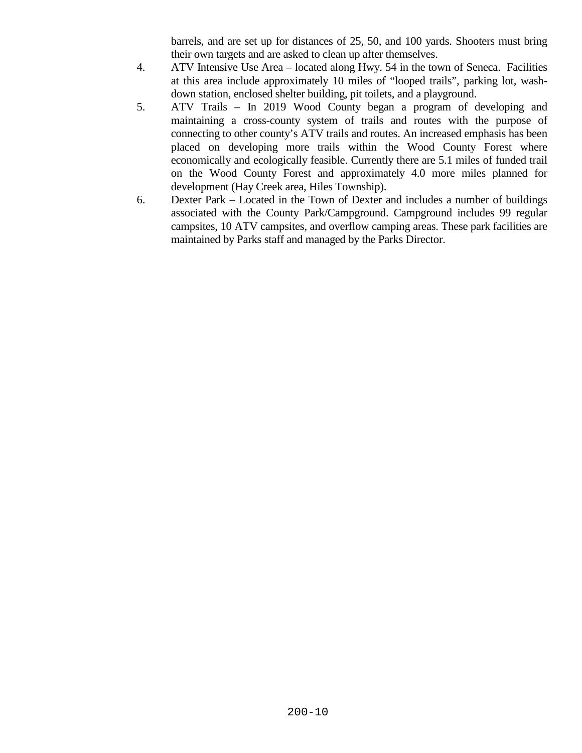barrels, and are set up for distances of 25, 50, and 100 yards. Shooters must bring their own targets and are asked to clean up after themselves.

4. ATV Intensive Use Area – located along Hwy. 54 in the town of Seneca. Facilities at this area include approximately 10 miles of "looped trails", parking lot, wash-down station, enclosed shelter building, pit toilets, and a playground.
5. ATV Trails – In 2019 Wood County began a program of developing and maintaining a cross-county system of trails and routes with the purpose of connecting to other county's ATV trails and routes. An increased emphasis has been placed on developing more trails within the Wood County Forest where economically and ecologically feasible. Currently there are 5.1 miles of funded trail on the Wood County Forest and approximately 4.0 more miles planned for development (Hay Creek area, Hiles Township).
6. Dexter Park – Located in the Town of Dexter and includes a number of buildings associated with the County Park/Campground. Campground includes 99 regular campsites, 10 ATV campsites, and overflow camping areas. These park facilities are maintained by Parks staff and managed by the Parks Director.